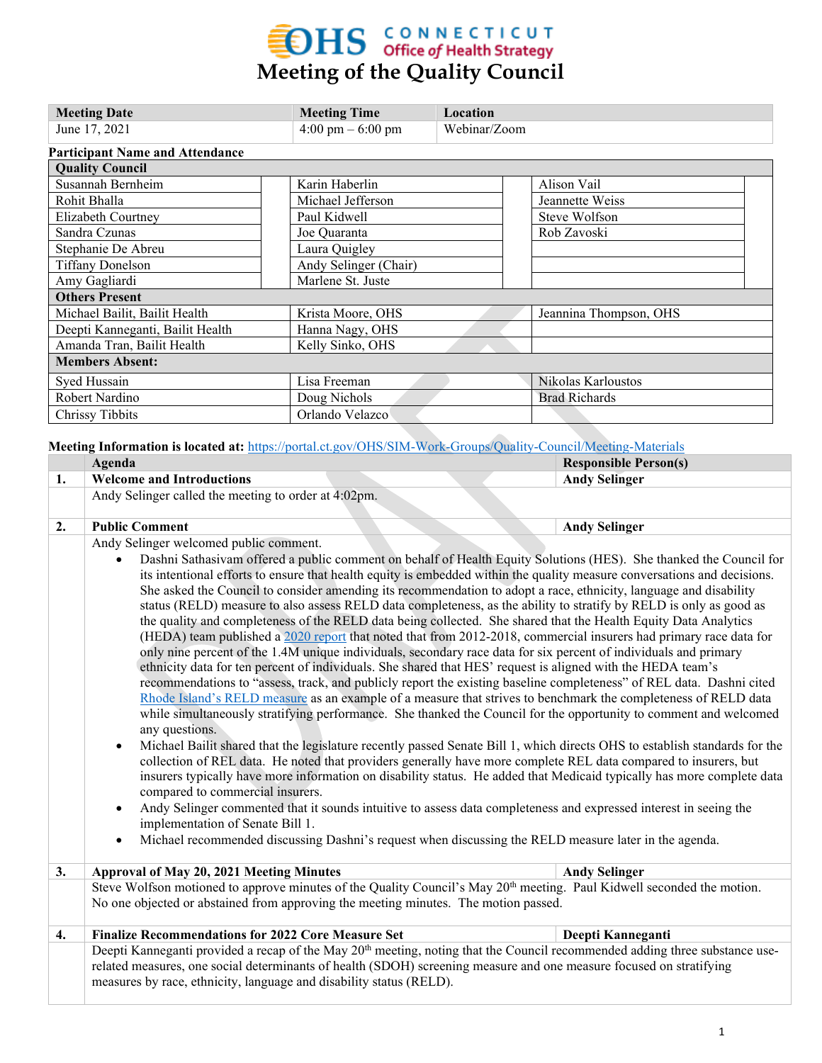# Meeting of the Quality Council

CONNECTICUT Office of Health Strategy

| Meeting Date | Meeting Time | Location |
|---|---|---|
| June 17, 2021 | 4:00 pm – 6:00 pm | Webinar/Zoom |

**Participant Name and Attendance**

| Quality Council | | |
|---|---|---|
| Susannah Bernheim | Karin Haberlin | Alison Vail |
| Rohit Bhalla | Michael Jefferson | Jeannette Weiss |
| Elizabeth Courtney | Paul Kidwell | Steve Wolfson |
| Sandra Czunas | Joe Quaranta | Rob Zavoski |
| Stephanie De Abreu | Laura Quigley | |
| Tiffany Donelson | Andy Selinger (Chair) | |
| Amy Gagliardi | Marlene St. Juste | |
| **Others Present** | | |
| Michael Bailit, Bailit Health | Krista Moore, OHS | Jeannina Thompson, OHS |
| Deepti Kanneganti, Bailit Health | Hanna Nagy, OHS | |
| Amanda Tran, Bailit Health | Kelly Sinko, OHS | |
| **Members Absent:** | | |
| Syed Hussain | Lisa Freeman | Nikolas Karloustos |
| Robert Nardino | Doug Nichols | Brad Richards |
| Chrissy Tibbits | Orlando Velazco | |

**Meeting Information is located at:** https://portal.ct.gov/OHS/SIM-Work-Groups/Quality-Council/Meeting-Materials

| | Agenda | Responsible Person(s) |
|---|---|---|
| **1.** | **Welcome and Introductions** | **Andy Selinger** |
| | Andy Selinger called the meeting to order at 4:02pm. | |
| **2.** | **Public Comment** | **Andy Selinger** |
| | Andy Selinger welcomed public comment.<br>• Dashni Sathasivam offered a public comment on behalf of Health Equity Solutions (HES). She thanked the Council for its intentional efforts to ensure that health equity is embedded within the quality measure conversations and decisions. She asked the Council to consider amending its recommendation to adopt a race, ethnicity, language and disability status (RELD) measure to also assess RELD data completeness, as the ability to stratify by RELD is only as good as the quality and completeness of the RELD data being collected. She shared that the Health Equity Data Analytics (HEDA) team published a 2020 report that noted that from 2012-2018, commercial insurers had primary race data for only nine percent of the 1.4M unique individuals, secondary race data for six percent of individuals and primary ethnicity data for ten percent of individuals. She shared that HES' request is aligned with the HEDA team's recommendations to "assess, track, and publicly report the existing baseline completeness" of REL data. Dashni cited Rhode Island's RELD measure as an example of a measure that strives to benchmark the completeness of RELD data while simultaneously stratifying performance. She thanked the Council for the opportunity to comment and welcomed any questions.<br>• Michael Bailit shared that the legislature recently passed Senate Bill 1, which directs OHS to establish standards for the collection of REL data. He noted that providers generally have more complete REL data compared to insurers, but insurers typically have more information on disability status. He added that Medicaid typically has more complete data compared to commercial insurers.<br>• Andy Selinger commented that it sounds intuitive to assess data completeness and expressed interest in seeing the implementation of Senate Bill 1.<br>• Michael recommended discussing Dashni's request when discussing the RELD measure later in the agenda. | |
| **3.** | **Approval of May 20, 2021 Meeting Minutes** | **Andy Selinger** |
| | Steve Wolfson motioned to approve minutes of the Quality Council's May 20th meeting. Paul Kidwell seconded the motion. No one objected or abstained from approving the meeting minutes. The motion passed. | |
| **4.** | **Finalize Recommendations for 2022 Core Measure Set** | **Deepti Kanneganti** |
| | Deepti Kanneganti provided a recap of the May 20th meeting, noting that the Council recommended adding three substance use-related measures, one social determinants of health (SDOH) screening measure and one measure focused on stratifying measures by race, ethnicity, language and disability status (RELD). | |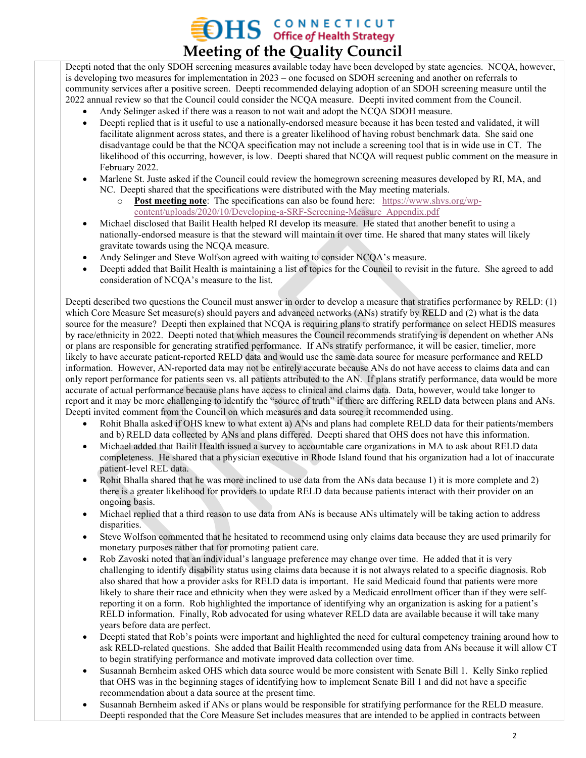Deepti noted that the only SDOH screening measures available today have been developed by state agencies. NCQA, however, is developing two measures for implementation in 2023 – one focused on SDOH screening and another on referrals to community services after a positive screen. Deepti recommended delaying adoption of an SDOH screening measure until the 2022 annual review so that the Council could consider the NCQA measure. Deepti invited comment from the Council.

- Andy Selinger asked if there was a reason to not wait and adopt the NCQA SDOH measure.
- Deepti replied that is it useful to use a nationally-endorsed measure because it has been tested and validated, it will facilitate alignment across states, and there is a greater likelihood of having robust benchmark data. She said one disadvantage could be that the NCQA specification may not include a screening tool that is in wide use in CT. The likelihood of this occurring, however, is low. Deepti shared that NCQA will request public comment on the measure in February 2022.
- Marlene St. Juste asked if the Council could review the homegrown screening measures developed by RI, MA, and NC. Deepti shared that the specifications were distributed with the May meeting materials.
  - **Post meeting note**: The specifications can also be found here: https://www.shvs.org/wp-content/uploads/2020/10/Developing-a-SRF-Screening-Measure_Appendix.pdf
- Michael disclosed that Bailit Health helped RI develop its measure. He stated that another benefit to using a nationally-endorsed measure is that the steward will maintain it over time. He shared that many states will likely gravitate towards using the NCQA measure.
- Andy Selinger and Steve Wolfson agreed with waiting to consider NCQA's measure.
- Deepti added that Bailit Health is maintaining a list of topics for the Council to revisit in the future. She agreed to add consideration of NCQA's measure to the list.

Deepti described two questions the Council must answer in order to develop a measure that stratifies performance by RELD: (1) which Core Measure Set measure(s) should payers and advanced networks (ANs) stratify by RELD and (2) what is the data source for the measure? Deepti then explained that NCQA is requiring plans to stratify performance on select HEDIS measures by race/ethnicity in 2022. Deepti noted that which measures the Council recommends stratifying is dependent on whether ANs or plans are responsible for generating stratified performance. If ANs stratify performance, it will be easier, timelier, more likely to have accurate patient-reported RELD data and would use the same data source for measure performance and RELD information. However, AN-reported data may not be entirely accurate because ANs do not have access to claims data and can only report performance for patients seen vs. all patients attributed to the AN. If plans stratify performance, data would be more accurate of actual performance because plans have access to clinical and claims data. Data, however, would take longer to report and it may be more challenging to identify the "source of truth" if there are differing RELD data between plans and ANs. Deepti invited comment from the Council on which measures and data source it recommended using.

- Rohit Bhalla asked if OHS knew to what extent a) ANs and plans had complete RELD data for their patients/members and b) RELD data collected by ANs and plans differed. Deepti shared that OHS does not have this information.
- Michael added that Bailit Health issued a survey to accountable care organizations in MA to ask about RELD data completeness. He shared that a physician executive in Rhode Island found that his organization had a lot of inaccurate patient-level REL data.
- Rohit Bhalla shared that he was more inclined to use data from the ANs data because 1) it is more complete and 2) there is a greater likelihood for providers to update RELD data because patients interact with their provider on an ongoing basis.
- Michael replied that a third reason to use data from ANs is because ANs ultimately will be taking action to address disparities.
- Steve Wolfson commented that he hesitated to recommend using only claims data because they are used primarily for monetary purposes rather that for promoting patient care.
- Rob Zavoski noted that an individual's language preference may change over time. He added that it is very challenging to identify disability status using claims data because it is not always related to a specific diagnosis. Rob also shared that how a provider asks for RELD data is important. He said Medicaid found that patients were more likely to share their race and ethnicity when they were asked by a Medicaid enrollment officer than if they were self-reporting it on a form. Rob highlighted the importance of identifying why an organization is asking for a patient's RELD information. Finally, Rob advocated for using whatever RELD data are available because it will take many years before data are perfect.
- Deepti stated that Rob's points were important and highlighted the need for cultural competency training around how to ask RELD-related questions. She added that Bailit Health recommended using data from ANs because it will allow CT to begin stratifying performance and motivate improved data collection over time.
- Susannah Bernheim asked OHS which data source would be more consistent with Senate Bill 1. Kelly Sinko replied that OHS was in the beginning stages of identifying how to implement Senate Bill 1 and did not have a specific recommendation about a data source at the present time.
- Susannah Bernheim asked if ANs or plans would be responsible for stratifying performance for the RELD measure. Deepti responded that the Core Measure Set includes measures that are intended to be applied in contracts between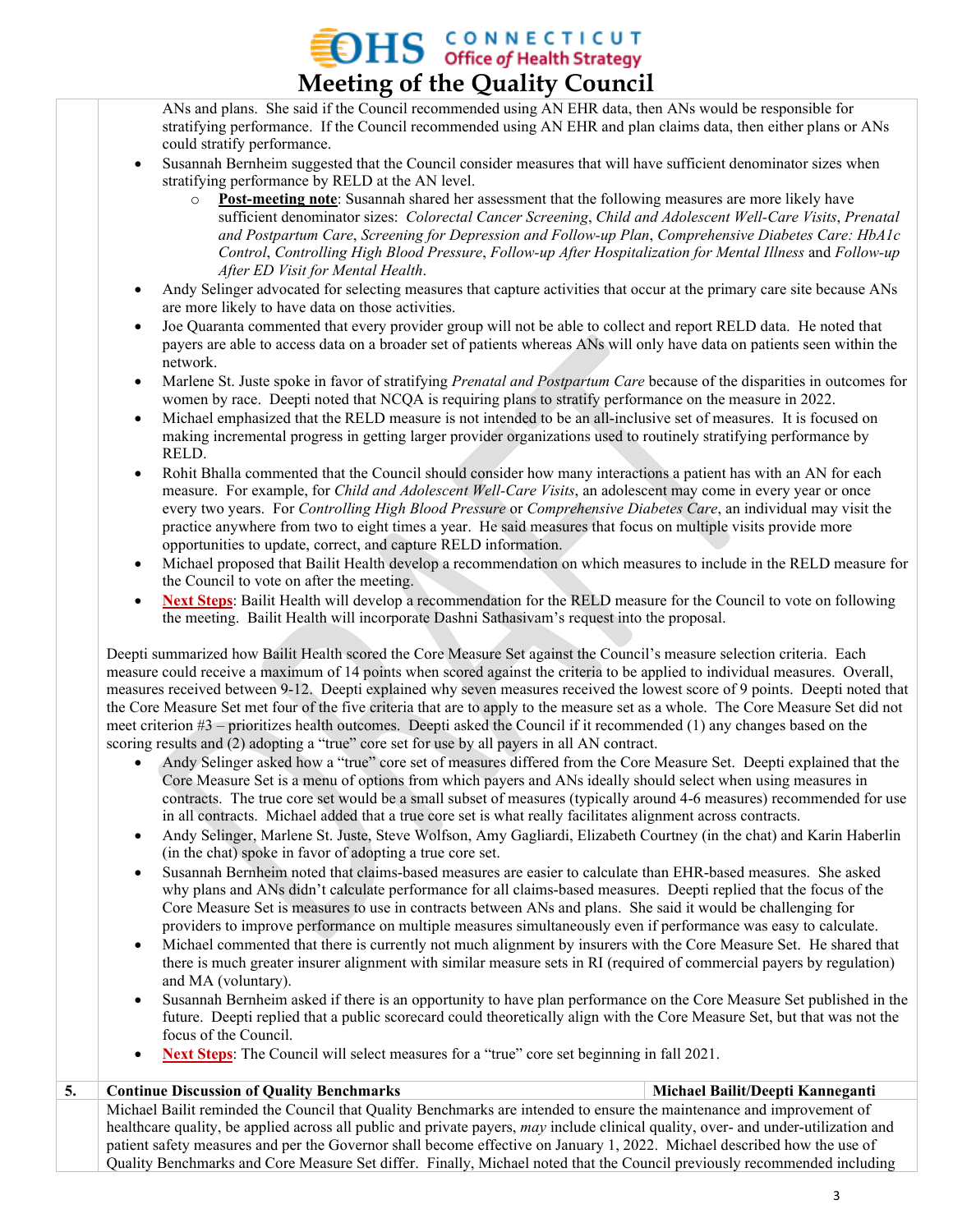ANs and plans. She said if the Council recommended using AN EHR data, then ANs would be responsible for stratifying performance. If the Council recommended using AN EHR and plan claims data, then either plans or ANs could stratify performance.

- Susannah Bernheim suggested that the Council consider measures that will have sufficient denominator sizes when stratifying performance by RELD at the AN level.
  - **Post-meeting note**: Susannah shared her assessment that the following measures are more likely have sufficient denominator sizes: *Colorectal Cancer Screening*, *Child and Adolescent Well-Care Visits*, *Prenatal and Postpartum Care*, *Screening for Depression and Follow-up Plan*, *Comprehensive Diabetes Care: HbA1c Control*, *Controlling High Blood Pressure*, *Follow-up After Hospitalization for Mental Illness* and *Follow-up After ED Visit for Mental Health*.
- Andy Selinger advocated for selecting measures that capture activities that occur at the primary care site because ANs are more likely to have data on those activities.
- Joe Quaranta commented that every provider group will not be able to collect and report RELD data. He noted that payers are able to access data on a broader set of patients whereas ANs will only have data on patients seen within the network.
- Marlene St. Juste spoke in favor of stratifying *Prenatal and Postpartum Care* because of the disparities in outcomes for women by race. Deepti noted that NCQA is requiring plans to stratify performance on the measure in 2022.
- Michael emphasized that the RELD measure is not intended to be an all-inclusive set of measures. It is focused on making incremental progress in getting larger provider organizations used to routinely stratifying performance by RELD.
- Rohit Bhalla commented that the Council should consider how many interactions a patient has with an AN for each measure. For example, for *Child and Adolescent Well-Care Visits*, an adolescent may come in every year or once every two years. For *Controlling High Blood Pressure* or *Comprehensive Diabetes Care*, an individual may visit the practice anywhere from two to eight times a year. He said measures that focus on multiple visits provide more opportunities to update, correct, and capture RELD information.
- Michael proposed that Bailit Health develop a recommendation on which measures to include in the RELD measure for the Council to vote on after the meeting.
- **Next Steps**: Bailit Health will develop a recommendation for the RELD measure for the Council to vote on following the meeting. Bailit Health will incorporate Dashni Sathasivam's request into the proposal.

Deepti summarized how Bailit Health scored the Core Measure Set against the Council's measure selection criteria. Each measure could receive a maximum of 14 points when scored against the criteria to be applied to individual measures. Overall, measures received between 9-12. Deepti explained why seven measures received the lowest score of 9 points. Deepti noted that the Core Measure Set met four of the five criteria that are to apply to the measure set as a whole. The Core Measure Set did not meet criterion #3 – prioritizes health outcomes. Deepti asked the Council if it recommended (1) any changes based on the scoring results and (2) adopting a "true" core set for use by all payers in all AN contract.

- Andy Selinger asked how a "true" core set of measures differed from the Core Measure Set. Deepti explained that the Core Measure Set is a menu of options from which payers and ANs ideally should select when using measures in contracts. The true core set would be a small subset of measures (typically around 4-6 measures) recommended for use in all contracts. Michael added that a true core set is what really facilitates alignment across contracts.
- Andy Selinger, Marlene St. Juste, Steve Wolfson, Amy Gagliardi, Elizabeth Courtney (in the chat) and Karin Haberlin (in the chat) spoke in favor of adopting a true core set.
- Susannah Bernheim noted that claims-based measures are easier to calculate than EHR-based measures. She asked why plans and ANs didn't calculate performance for all claims-based measures. Deepti replied that the focus of the Core Measure Set is measures to use in contracts between ANs and plans. She said it would be challenging for providers to improve performance on multiple measures simultaneously even if performance was easy to calculate.
- Michael commented that there is currently not much alignment by insurers with the Core Measure Set. He shared that there is much greater insurer alignment with similar measure sets in RI (required of commercial payers by regulation) and MA (voluntary).
- Susannah Bernheim asked if there is an opportunity to have plan performance on the Core Measure Set published in the future. Deepti replied that a public scorecard could theoretically align with the Core Measure Set, but that was not the focus of the Council.
- **Next Steps**: The Council will select measures for a "true" core set beginning in fall 2021.

| 5. | Continue Discussion of Quality Benchmarks | Michael Bailit/Deepti Kanneganti |
|---|---|---|

Michael Bailit reminded the Council that Quality Benchmarks are intended to ensure the maintenance and improvement of healthcare quality, be applied across all public and private payers, *may* include clinical quality, over- and under-utilization and patient safety measures and per the Governor shall become effective on January 1, 2022. Michael described how the use of Quality Benchmarks and Core Measure Set differ. Finally, Michael noted that the Council previously recommended including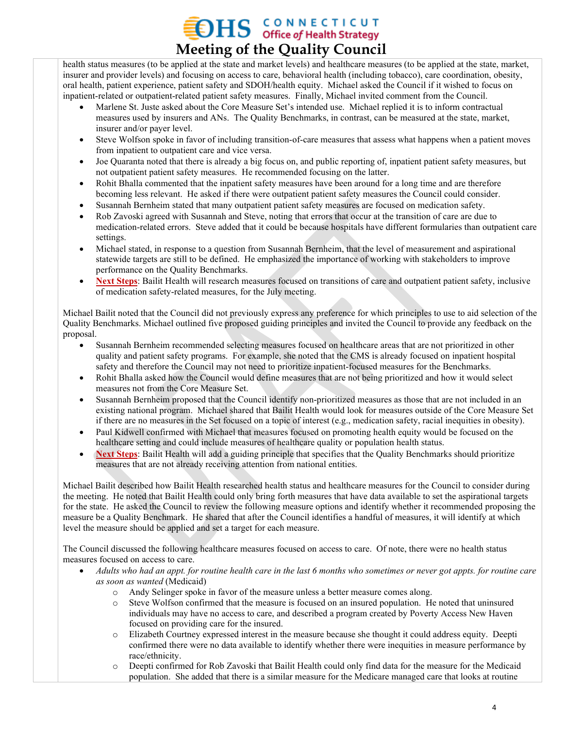health status measures (to be applied at the state and market levels) and healthcare measures (to be applied at the state, market, insurer and provider levels) and focusing on access to care, behavioral health (including tobacco), care coordination, obesity, oral health, patient experience, patient safety and SDOH/health equity. Michael asked the Council if it wished to focus on inpatient-related or outpatient-related patient safety measures. Finally, Michael invited comment from the Council.

- Marlene St. Juste asked about the Core Measure Set's intended use. Michael replied it is to inform contractual measures used by insurers and ANs. The Quality Benchmarks, in contrast, can be measured at the state, market, insurer and/or payer level.
- Steve Wolfson spoke in favor of including transition-of-care measures that assess what happens when a patient moves from inpatient to outpatient care and vice versa.
- Joe Quaranta noted that there is already a big focus on, and public reporting of, inpatient patient safety measures, but not outpatient patient safety measures. He recommended focusing on the latter.
- Rohit Bhalla commented that the inpatient safety measures have been around for a long time and are therefore becoming less relevant. He asked if there were outpatient patient safety measures the Council could consider.
- Susannah Bernheim stated that many outpatient patient safety measures are focused on medication safety.
- Rob Zavoski agreed with Susannah and Steve, noting that errors that occur at the transition of care are due to medication-related errors. Steve added that it could be because hospitals have different formularies than outpatient care settings.
- Michael stated, in response to a question from Susannah Bernheim, that the level of measurement and aspirational statewide targets are still to be defined. He emphasized the importance of working with stakeholders to improve performance on the Quality Benchmarks.
- **Next Steps**: Bailit Health will research measures focused on transitions of care and outpatient patient safety, inclusive of medication safety-related measures, for the July meeting.

Michael Bailit noted that the Council did not previously express any preference for which principles to use to aid selection of the Quality Benchmarks. Michael outlined five proposed guiding principles and invited the Council to provide any feedback on the proposal.

- Susannah Bernheim recommended selecting measures focused on healthcare areas that are not prioritized in other quality and patient safety programs. For example, she noted that the CMS is already focused on inpatient hospital safety and therefore the Council may not need to prioritize inpatient-focused measures for the Benchmarks.
- Rohit Bhalla asked how the Council would define measures that are not being prioritized and how it would select measures not from the Core Measure Set.
- Susannah Bernheim proposed that the Council identify non-prioritized measures as those that are not included in an existing national program. Michael shared that Bailit Health would look for measures outside of the Core Measure Set if there are no measures in the Set focused on a topic of interest (e.g., medication safety, racial inequities in obesity).
- Paul Kidwell confirmed with Michael that measures focused on promoting health equity would be focused on the healthcare setting and could include measures of healthcare quality or population health status.
- **Next Steps**: Bailit Health will add a guiding principle that specifies that the Quality Benchmarks should prioritize measures that are not already receiving attention from national entities.

Michael Bailit described how Bailit Health researched health status and healthcare measures for the Council to consider during the meeting. He noted that Bailit Health could only bring forth measures that have data available to set the aspirational targets for the state. He asked the Council to review the following measure options and identify whether it recommended proposing the measure be a Quality Benchmark. He shared that after the Council identifies a handful of measures, it will identify at which level the measure should be applied and set a target for each measure.

The Council discussed the following healthcare measures focused on access to care. Of note, there were no health status measures focused on access to care.

- *Adults who had an appt. for routine health care in the last 6 months who sometimes or never got appts. for routine care as soon as wanted* (Medicaid)
  - Andy Selinger spoke in favor of the measure unless a better measure comes along.
  - Steve Wolfson confirmed that the measure is focused on an insured population. He noted that uninsured individuals may have no access to care, and described a program created by Poverty Access New Haven focused on providing care for the insured.
  - Elizabeth Courtney expressed interest in the measure because she thought it could address equity. Deepti confirmed there were no data available to identify whether there were inequities in measure performance by race/ethnicity.
  - Deepti confirmed for Rob Zavoski that Bailit Health could only find data for the measure for the Medicaid population. She added that there is a similar measure for the Medicare managed care that looks at routine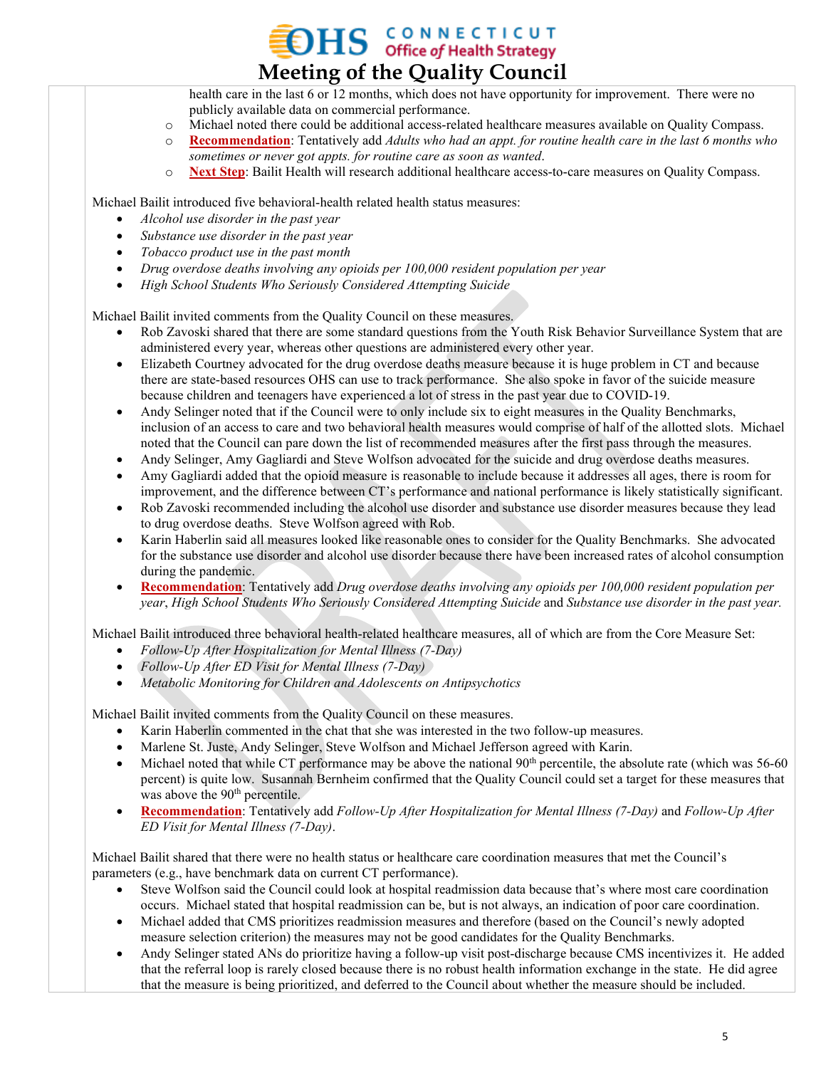health care in the last 6 or 12 months, which does not have opportunity for improvement. There were no publicly available data on commercial performance.

- Michael noted there could be additional access-related healthcare measures available on Quality Compass.
- **Recommendation**: Tentatively add *Adults who had an appt. for routine health care in the last 6 months who sometimes or never got appts. for routine care as soon as wanted*.
- **Next Step**: Bailit Health will research additional healthcare access-to-care measures on Quality Compass.

Michael Bailit introduced five behavioral-health related health status measures:

- *Alcohol use disorder in the past year*
- *Substance use disorder in the past year*
- *Tobacco product use in the past month*
- *Drug overdose deaths involving any opioids per 100,000 resident population per year*
- *High School Students Who Seriously Considered Attempting Suicide*

Michael Bailit invited comments from the Quality Council on these measures.

- Rob Zavoski shared that there are some standard questions from the Youth Risk Behavior Surveillance System that are administered every year, whereas other questions are administered every other year.
- Elizabeth Courtney advocated for the drug overdose deaths measure because it is huge problem in CT and because there are state-based resources OHS can use to track performance. She also spoke in favor of the suicide measure because children and teenagers have experienced a lot of stress in the past year due to COVID-19.
- Andy Selinger noted that if the Council were to only include six to eight measures in the Quality Benchmarks, inclusion of an access to care and two behavioral health measures would comprise of half of the allotted slots. Michael noted that the Council can pare down the list of recommended measures after the first pass through the measures.
- Andy Selinger, Amy Gagliardi and Steve Wolfson advocated for the suicide and drug overdose deaths measures.
- Amy Gagliardi added that the opioid measure is reasonable to include because it addresses all ages, there is room for improvement, and the difference between CT's performance and national performance is likely statistically significant.
- Rob Zavoski recommended including the alcohol use disorder and substance use disorder measures because they lead to drug overdose deaths. Steve Wolfson agreed with Rob.
- Karin Haberlin said all measures looked like reasonable ones to consider for the Quality Benchmarks. She advocated for the substance use disorder and alcohol use disorder because there have been increased rates of alcohol consumption during the pandemic.
- **Recommendation**: Tentatively add *Drug overdose deaths involving any opioids per 100,000 resident population per year*, *High School Students Who Seriously Considered Attempting Suicide* and *Substance use disorder in the past year.*

Michael Bailit introduced three behavioral health-related healthcare measures, all of which are from the Core Measure Set:

- *Follow-Up After Hospitalization for Mental Illness (7-Day)*
- *Follow-Up After ED Visit for Mental Illness (7-Day)*
- *Metabolic Monitoring for Children and Adolescents on Antipsychotics*

Michael Bailit invited comments from the Quality Council on these measures.

- Karin Haberlin commented in the chat that she was interested in the two follow-up measures.
- Marlene St. Juste, Andy Selinger, Steve Wolfson and Michael Jefferson agreed with Karin.
- Michael noted that while CT performance may be above the national 90th percentile, the absolute rate (which was 56-60 percent) is quite low. Susannah Bernheim confirmed that the Quality Council could set a target for these measures that was above the 90th percentile.
- **Recommendation**: Tentatively add *Follow-Up After Hospitalization for Mental Illness (7-Day)* and *Follow-Up After ED Visit for Mental Illness (7-Day)*.

Michael Bailit shared that there were no health status or healthcare care coordination measures that met the Council's parameters (e.g., have benchmark data on current CT performance).

- Steve Wolfson said the Council could look at hospital readmission data because that's where most care coordination occurs. Michael stated that hospital readmission can be, but is not always, an indication of poor care coordination.
- Michael added that CMS prioritizes readmission measures and therefore (based on the Council's newly adopted measure selection criterion) the measures may not be good candidates for the Quality Benchmarks.
- Andy Selinger stated ANs do prioritize having a follow-up visit post-discharge because CMS incentivizes it. He added that the referral loop is rarely closed because there is no robust health information exchange in the state. He did agree that the measure is being prioritized, and deferred to the Council about whether the measure should be included.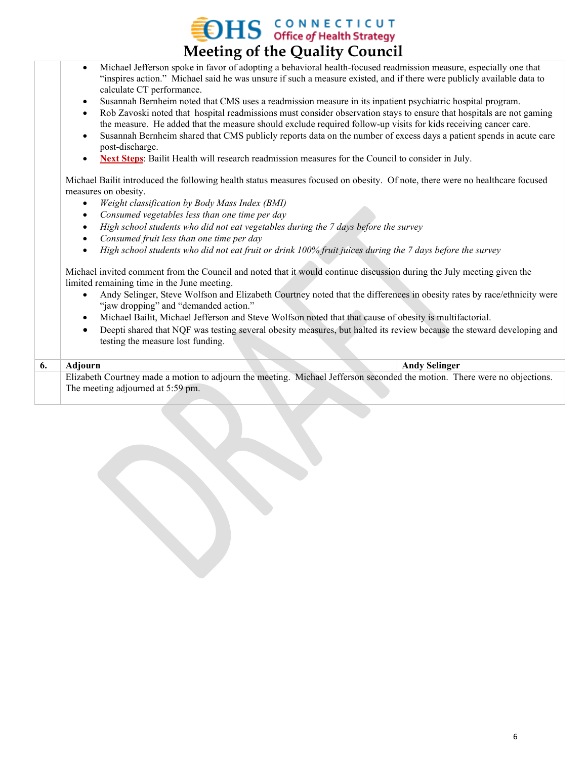# Meeting of the Quality Council

- Michael Jefferson spoke in favor of adopting a behavioral health-focused readmission measure, especially one that "inspires action." Michael said he was unsure if such a measure existed, and if there were publicly available data to calculate CT performance.
- Susannah Bernheim noted that CMS uses a readmission measure in its inpatient psychiatric hospital program.
- Rob Zavoski noted that hospital readmissions must consider observation stays to ensure that hospitals are not gaming the measure. He added that the measure should exclude required follow-up visits for kids receiving cancer care.
- Susannah Bernheim shared that CMS publicly reports data on the number of excess days a patient spends in acute care post-discharge.
- **Next Steps**: Bailit Health will research readmission measures for the Council to consider in July.

Michael Bailit introduced the following health status measures focused on obesity. Of note, there were no healthcare focused measures on obesity.

- *Weight classification by Body Mass Index (BMI)*
- *Consumed vegetables less than one time per day*
- *High school students who did not eat vegetables during the 7 days before the survey*
- *Consumed fruit less than one time per day*
- *High school students who did not eat fruit or drink 100% fruit juices during the 7 days before the survey*

Michael invited comment from the Council and noted that it would continue discussion during the July meeting given the limited remaining time in the June meeting.

- Andy Selinger, Steve Wolfson and Elizabeth Courtney noted that the differences in obesity rates by race/ethnicity were "jaw dropping" and "demanded action."
- Michael Bailit, Michael Jefferson and Steve Wolfson noted that that cause of obesity is multifactorial.
- Deepti shared that NQF was testing several obesity measures, but halted its review because the steward developing and testing the measure lost funding.

| | | |
|---|---|---|
| **6.** | **Adjourn** | **Andy Selinger** |
| | Elizabeth Courtney made a motion to adjourn the meeting. Michael Jefferson seconded the motion. There were no objections. The meeting adjourned at 5:59 pm. | |